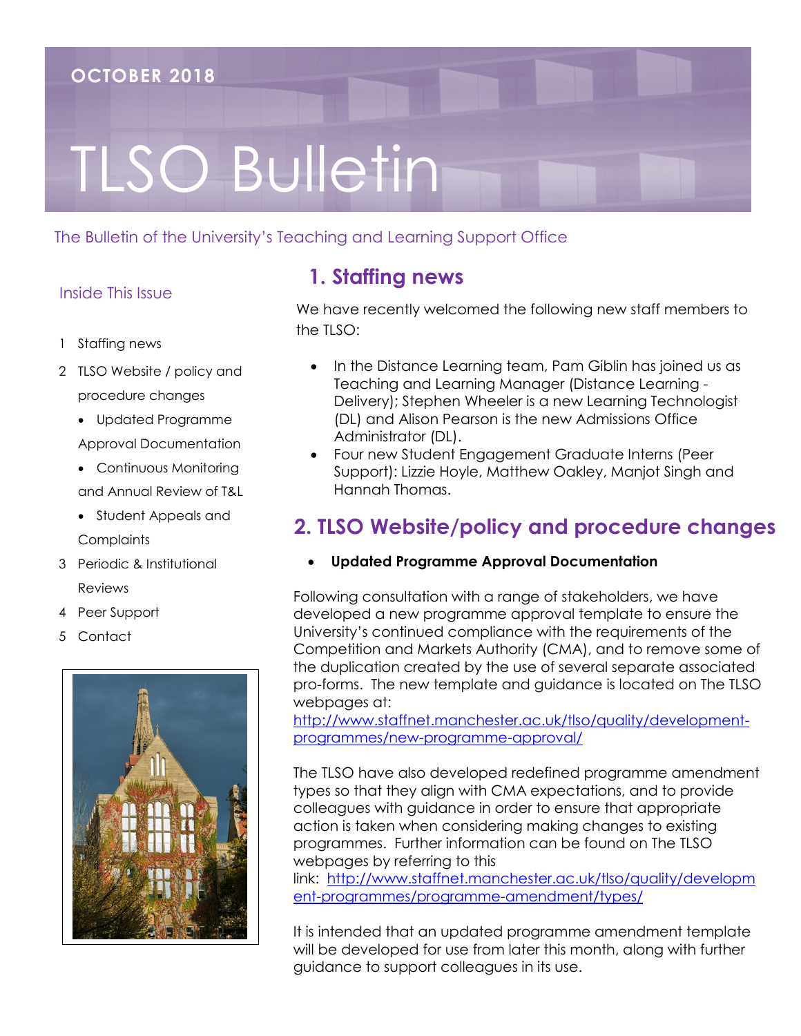OCTOBER 2018

# TLSO Bulletin

The Bulletin of the University's Teaching and Learning Support Office

### Inside This Issue

1 Staffing news

2 TLSO Website / policy and procedure changes

- Updated Programme Approval Documentation
- Continuous Monitoring and Annual Review of T&L
- Student Appeals and Complaints

3 Periodic & Institutional Reviews

4 Peer Support

5 Contact

## 1. Staffing news

We have recently welcomed the following new staff members to the TLSO:

- In the Distance Learning team, Pam Giblin has joined us as Teaching and Learning Manager (Distance Learning - Delivery); Stephen Wheeler is a new Learning Technologist (DL) and Alison Pearson is the new Admissions Office Administrator (DL).
- Four new Student Engagement Graduate Interns (Peer Support): Lizzie Hoyle, Matthew Oakley, Manjot Singh and Hannah Thomas.

## 2. TLSO Website/policy and procedure changes

- **Updated Programme Approval Documentation**

Following consultation with a range of stakeholders, we have developed a new programme approval template to ensure the University's continued compliance with the requirements of the Competition and Markets Authority (CMA), and to remove some of the duplication created by the use of several separate associated pro-forms. The new template and guidance is located on The TLSO webpages at: http://www.staffnet.manchester.ac.uk/tlso/quality/development-programmes/new-programme-approval/

The TLSO have also developed redefined programme amendment types so that they align with CMA expectations, and to provide colleagues with guidance in order to ensure that appropriate action is taken when considering making changes to existing programmes. Further information can be found on The TLSO webpages by referring to this link: http://www.staffnet.manchester.ac.uk/tlso/quality/development-programmes/programme-amendment/types/

It is intended that an updated programme amendment template will be developed for use from later this month, along with further guidance to support colleagues in its use.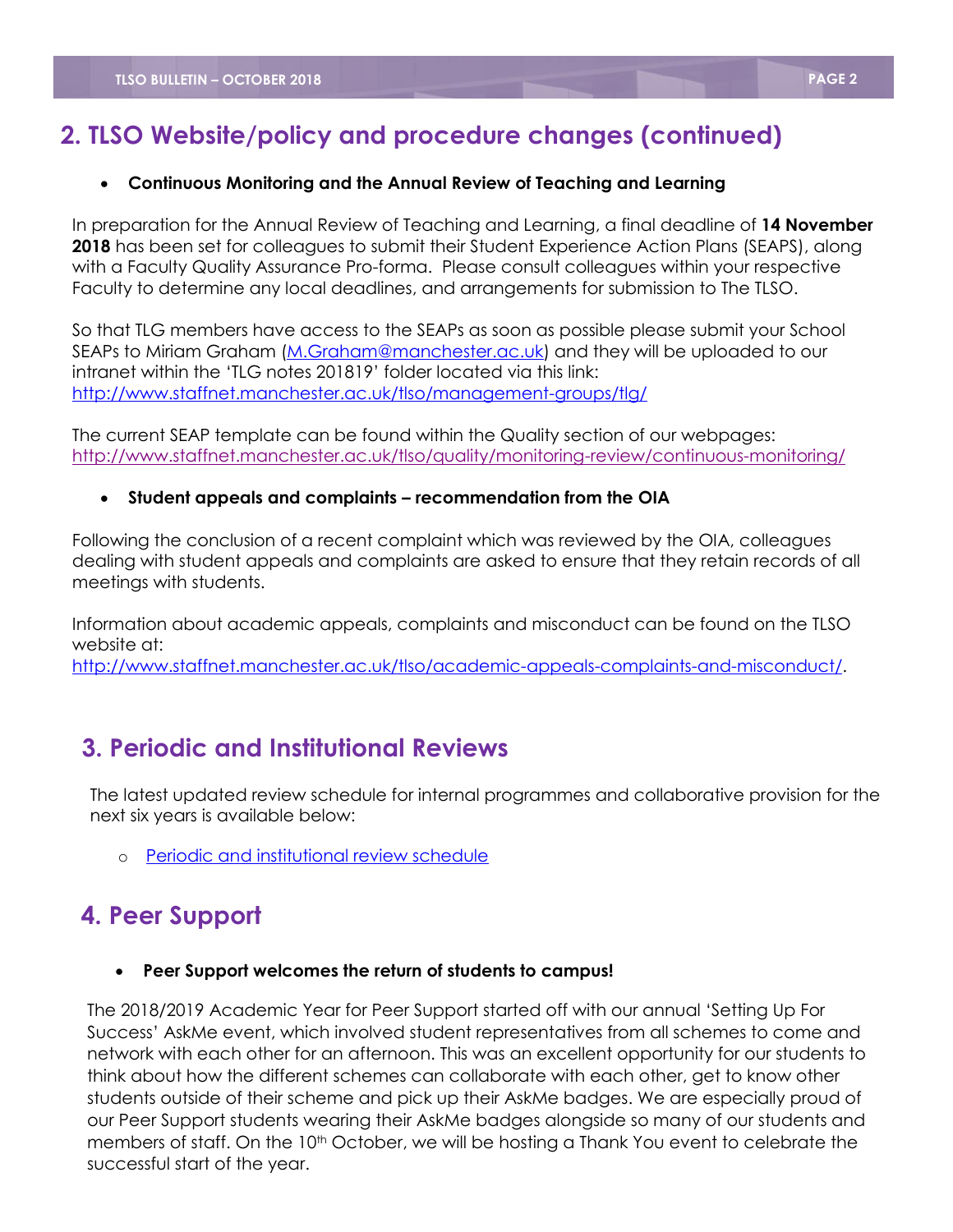## 2. TLSO Website/policy and procedure changes (continued)

- **Continuous Monitoring and the Annual Review of Teaching and Learning**

In preparation for the Annual Review of Teaching and Learning, a final deadline of **14 November 2018** has been set for colleagues to submit their Student Experience Action Plans (SEAPS), along with a Faculty Quality Assurance Pro-forma. Please consult colleagues within your respective Faculty to determine any local deadlines, and arrangements for submission to The TLSO.

So that TLG members have access to the SEAPs as soon as possible please submit your School SEAPs to Miriam Graham (M.Graham@manchester.ac.uk) and they will be uploaded to our intranet within the 'TLG notes 201819' folder located via this link: http://www.staffnet.manchester.ac.uk/tlso/management-groups/tlg/

The current SEAP template can be found within the Quality section of our webpages: http://www.staffnet.manchester.ac.uk/tlso/quality/monitoring-review/continuous-monitoring/

- **Student appeals and complaints – recommendation from the OIA**

Following the conclusion of a recent complaint which was reviewed by the OIA, colleagues dealing with student appeals and complaints are asked to ensure that they retain records of all meetings with students.

Information about academic appeals, complaints and misconduct can be found on the TLSO website at: http://www.staffnet.manchester.ac.uk/tlso/academic-appeals-complaints-and-misconduct/.

## 3. Periodic and Institutional Reviews

The latest updated review schedule for internal programmes and collaborative provision for the next six years is available below:

- Periodic and institutional review schedule

## 4. Peer Support

- **Peer Support welcomes the return of students to campus!**

The 2018/2019 Academic Year for Peer Support started off with our annual 'Setting Up For Success' AskMe event, which involved student representatives from all schemes to come and network with each other for an afternoon. This was an excellent opportunity for our students to think about how the different schemes can collaborate with each other, get to know other students outside of their scheme and pick up their AskMe badges. We are especially proud of our Peer Support students wearing their AskMe badges alongside so many of our students and members of staff. On the 10th October, we will be hosting a Thank You event to celebrate the successful start of the year.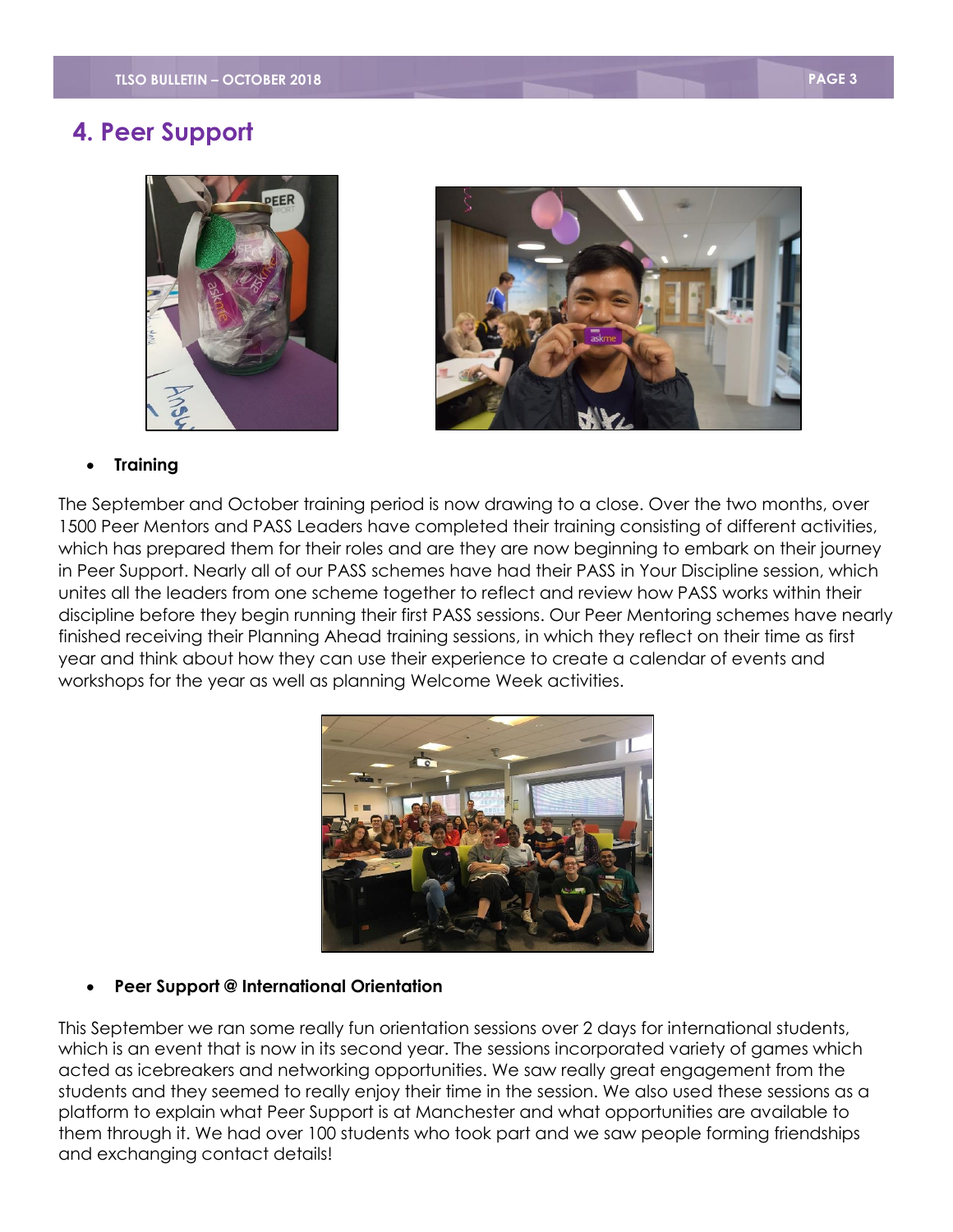# 4. Peer Support

- **Training**

The September and October training period is now drawing to a close. Over the two months, over 1500 Peer Mentors and PASS Leaders have completed their training consisting of different activities, which has prepared them for their roles and are they are now beginning to embark on their journey in Peer Support. Nearly all of our PASS schemes have had their PASS in Your Discipline session, which unites all the leaders from one scheme together to reflect and review how PASS works within their discipline before they begin running their first PASS sessions. Our Peer Mentoring schemes have nearly finished receiving their Planning Ahead training sessions, in which they reflect on their time as first year and think about how they can use their experience to create a calendar of events and workshops for the year as well as planning Welcome Week activities.

- **Peer Support @ International Orientation**

This September we ran some really fun orientation sessions over 2 days for international students, which is an event that is now in its second year. The sessions incorporated variety of games which acted as icebreakers and networking opportunities. We saw really great engagement from the students and they seemed to really enjoy their time in the session. We also used these sessions as a platform to explain what Peer Support is at Manchester and what opportunities are available to them through it. We had over 100 students who took part and we saw people forming friendships and exchanging contact details!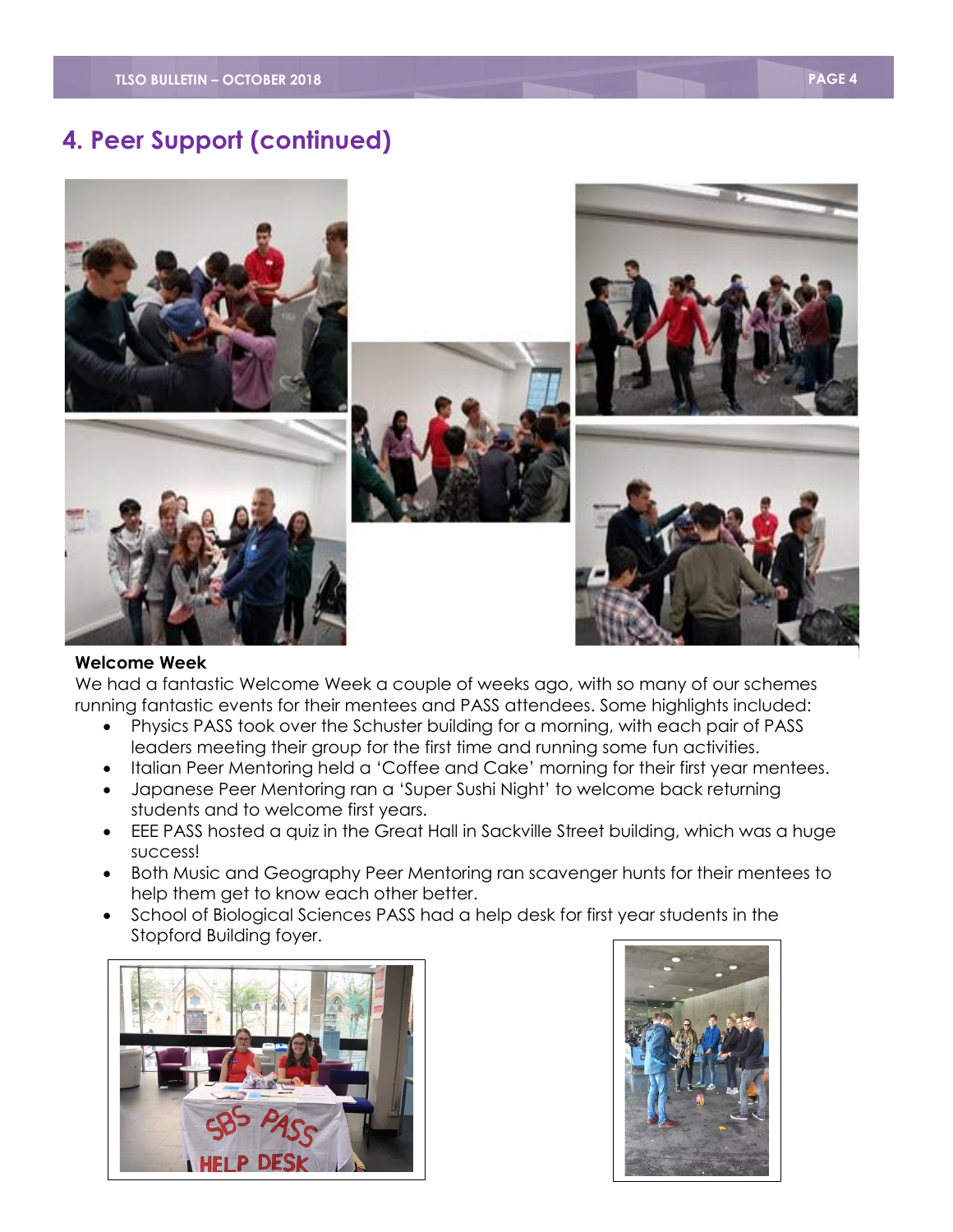## 4. Peer Support (continued)

**Welcome Week**

We had a fantastic Welcome Week a couple of weeks ago, with so many of our schemes running fantastic events for their mentees and PASS attendees. Some highlights included:

- Physics PASS took over the Schuster building for a morning, with each pair of PASS leaders meeting their group for the first time and running some fun activities.
- Italian Peer Mentoring held a 'Coffee and Cake' morning for their first year mentees.
- Japanese Peer Mentoring ran a 'Super Sushi Night' to welcome back returning students and to welcome first years.
- EEE PASS hosted a quiz in the Great Hall in Sackville Street building, which was a huge success!
- Both Music and Geography Peer Mentoring ran scavenger hunts for their mentees to help them get to know each other better.
- School of Biological Sciences PASS had a help desk for first year students in the Stopford Building foyer.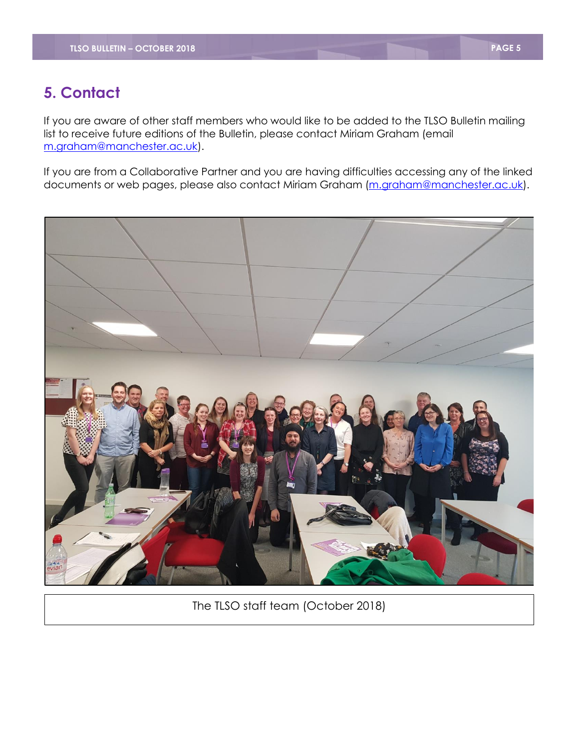## 5. Contact

If you are aware of other staff members who would like to be added to the TLSO Bulletin mailing list to receive future editions of the Bulletin, please contact Miriam Graham (email m.graham@manchester.ac.uk).

If you are from a Collaborative Partner and you are having difficulties accessing any of the linked documents or web pages, please also contact Miriam Graham (m.graham@manchester.ac.uk).

The TLSO staff team (October 2018)